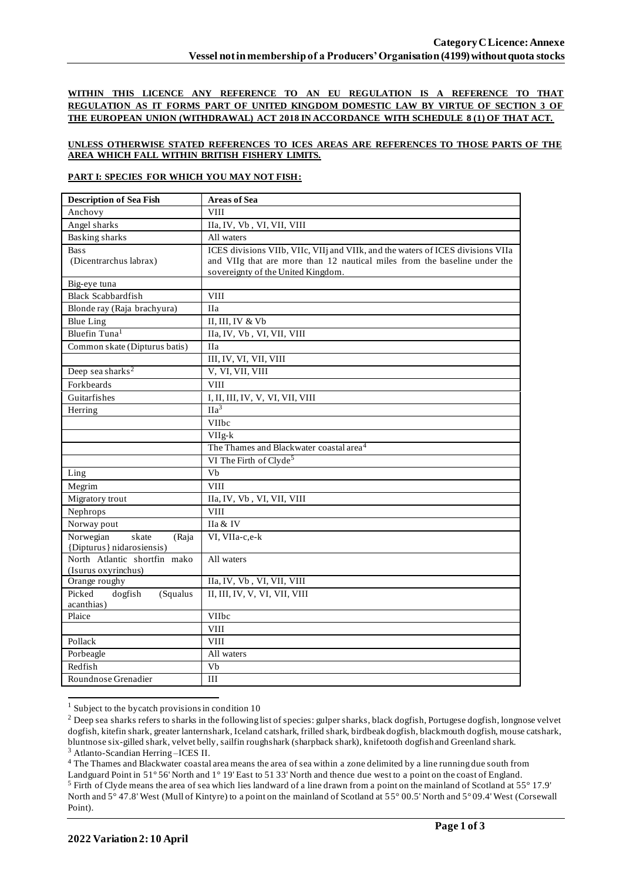**Category C Licence: Annexe**
**Vessel not in membership of a Producers' Organisation (4199) without quota stocks**

**WITHIN THIS LICENCE ANY REFERENCE TO AN EU REGULATION IS A REFERENCE TO THAT REGULATION AS IT FORMS PART OF UNITED KINGDOM DOMESTIC LAW BY VIRTUE OF SECTION 3 OF THE EUROPEAN UNION (WITHDRAWAL) ACT 2018 IN ACCORDANCE WITH SCHEDULE 8 (1) OF THAT ACT.**

**UNLESS OTHERWISE STATED REFERENCES TO ICES AREAS ARE REFERENCES TO THOSE PARTS OF THE AREA WHICH FALL WITHIN BRITISH FISHERY LIMITS.**

**PART I: SPECIES FOR WHICH YOU MAY NOT FISH:**

| Description of Sea Fish | Areas of Sea |
|---|---|
| Anchovy | VIII |
| Angel sharks | IIa, IV, Vb , VI, VII, VIII |
| Basking sharks | All waters |
| Bass (Dicentrarchus labrax) | ICES divisions VIIb, VIIc, VIIj and VIIk, and the waters of ICES divisions VIIa and VIIg that are more than 12 nautical miles from the baseline under the sovereignty of the United Kingdom. |
| Big-eye tuna | |
| Black Scabbardfish | VIII |
| Blonde ray (Raja brachyura) | IIa |
| Blue Ling | II, III, IV & Vb |
| Bluefin Tuna[1] | IIa, IV, Vb , VI, VII, VIII |
| Common skate (Dipturus batis) | IIa |
| | III, IV, VI, VII, VIII |
| Deep sea sharks[2] | V, VI, VII, VIII |
| Forkbeards | VIII |
| Guitarfishes | I, II, III, IV, V, VI, VII, VIII |
| Herring | IIa[3] |
| | VIIbc |
| | VIIg-k |
| | The Thames and Blackwater coastal area[4] |
| | VI The Firth of Clyde[5] |
| Ling | Vb |
| Megrim | VIII |
| Migratory trout | IIa, IV, Vb , VI, VII, VIII |
| Nephrops | VIII |
| Norway pout | IIa & IV |
| Norwegian skate (Raja {Dipturus} nidarosiensis) | VI, VIIa-c,e-k |
| North Atlantic shortfin mako (Isurus oxyrinchus) | All waters |
| Orange roughy | IIa, IV, Vb , VI, VII, VIII |
| Picked dogfish (Squalus acanthias) | II, III, IV, V, VI, VII, VIII |
| Plaice | VIIbc |
| | VIII |
| Pollack | VIII |
| Porbeagle | All waters |
| Redfish | Vb |
| Roundnose Grenadier | III |

[1] Subject to the bycatch provisions in condition 10

[2] Deep sea sharks refers to sharks in the following list of species: gulper sharks, black dogfish, Portugese dogfish, longnose velvet dogfish, kitefin shark, greater lanternshark, Iceland catshark, frilled shark, birdbeak dogfish, blackmouth dogfish, mouse catshark, bluntnose six-gilled shark, velvet belly, sailfin roughshark (sharpback shark), knifetooth dogfish and Greenland shark.

[3] Atlanto-Scandian Herring –ICES II.

[4] The Thames and Blackwater coastal area means the area of sea within a zone delimited by a line running due south from Landguard Point in 51° 56' North and 1° 19' East to 51 33' North and thence due west to a point on the coast of England.

[5] Firth of Clyde means the area of sea which lies landward of a line drawn from a point on the mainland of Scotland at 55° 17.9' North and 5° 47.8' West (Mull of Kintyre) to a point on the mainland of Scotland at 55° 00.5' North and 5° 09.4' West (Corsewall Point).

**2022 Variation 2: 10 April**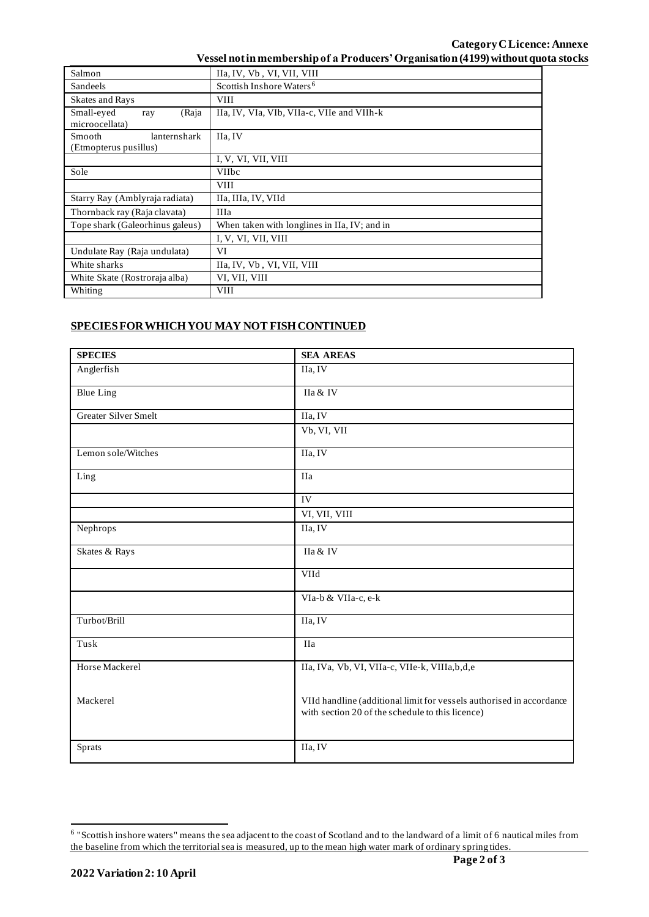| | |
|---|---|
| Salmon | IIa, IV, Vb , VI, VII, VIII |
| Sandeels | Scottish Inshore Waters[6] |
| Skates and Rays | VIII |
| Small-eyed ray (Raja microocellata) | IIa, IV, VIa, VIb, VIIa-c, VIIe and VIIh-k |
| Smooth lanternshark (Etmopterus pusillus) | IIa, IV |
| | I, V, VI, VII, VIII |
| Sole | VIIbc |
| | VIII |
| Starry Ray (Amblyraja radiata) | IIa, IIIa, IV, VIId |
| Thornback ray (Raja clavata) | IIIa |
| Tope shark (Galeorhinus galeus) | When taken with longlines in IIa, IV; and in |
| | I, V, VI, VII, VIII |
| Undulate Ray (Raja undulata) | VI |
| White sharks | IIa, IV, Vb , VI, VII, VIII |
| White Skate (Rostroraja alba) | VI, VII, VIII |
| Whiting | VIII |

## SPECIES FOR WHICH YOU MAY NOT FISH CONTINUED

| SPECIES | SEA AREAS |
|---|---|
| Anglerfish | IIa, IV |
| Blue Ling | IIa & IV |
| Greater Silver Smelt | IIa, IV |
| | Vb, VI, VII |
| Lemon sole/Witches | IIa, IV |
| Ling | IIa |
| | IV |
| | VI, VII, VIII |
| Nephrops | IIa, IV |
| Skates & Rays | IIa & IV |
| | VIId |
| | VIa-b & VIIa-c, e-k |
| Turbot/Brill | IIa, IV |
| Tusk | IIa |
| Horse Mackerel | IIa, IVa, Vb, VI, VIIa-c, VIIe-k, VIIIa,b,d,e |
| Mackerel | VIId handline (additional limit for vessels authorised in accordance with section 20 of the schedule to this licence) |
| Sprats | IIa, IV |

[6] "Scottish inshore waters" means the sea adjacent to the coast of Scotland and to the landward of a limit of 6 nautical miles from the baseline from which the territorial sea is measured, up to the mean high water mark of ordinary spring tides.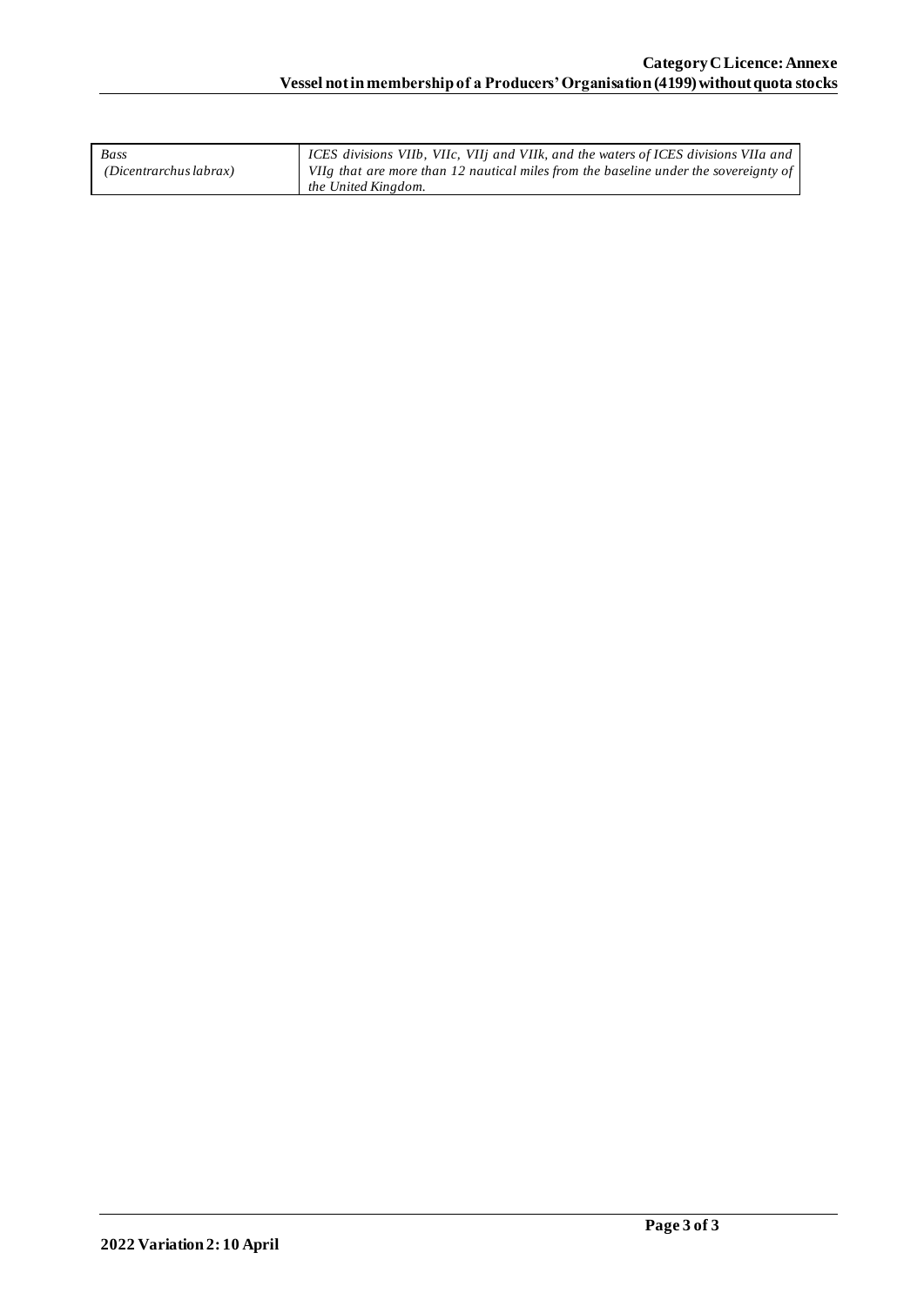| | |
|---|---|
| *Bass (Dicentrarchus labrax)* | *ICES divisions VIIb, VIIc, VIIj and VIIk, and the waters of ICES divisions VIIa and VIIg that are more than 12 nautical miles from the baseline under the sovereignty of the United Kingdom.* |